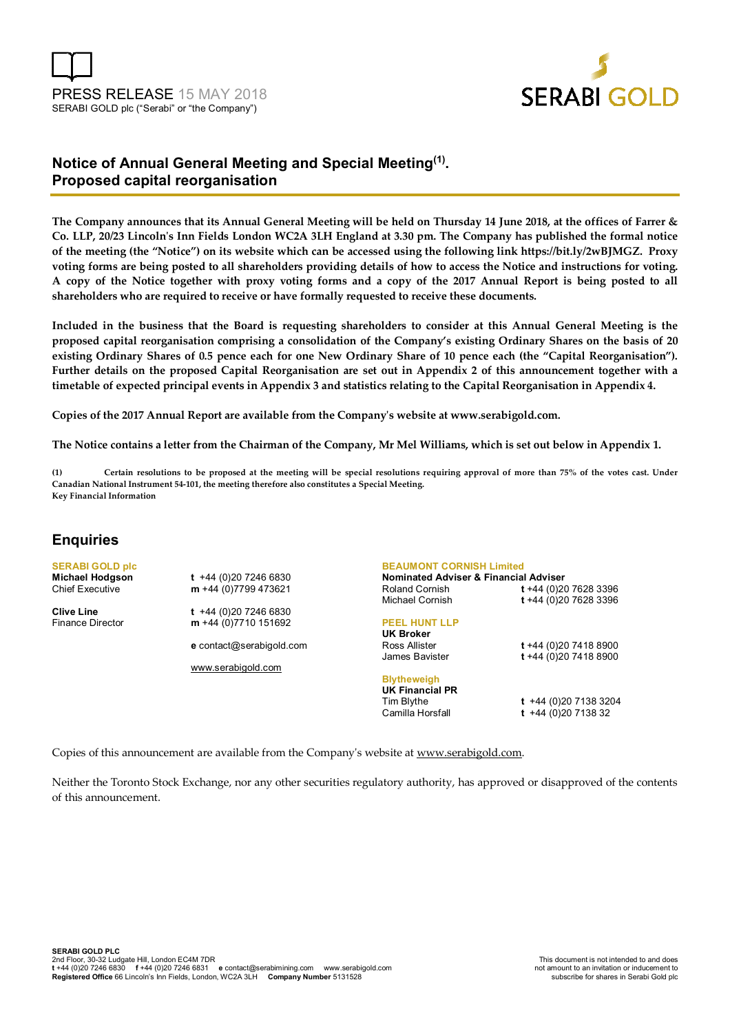PRESS RELEASE 15 MAY 2018
SERABI GOLD plc ("Serabi" or "the Company")

SERABI GOLD

## Notice of Annual General Meeting and Special Meeting[(1)]. Proposed capital reorganisation

**The Company announces that its Annual General Meeting will be held on Thursday 14 June 2018, at the offices of Farrer & Co. LLP, 20/23 Lincoln's Inn Fields London WC2A 3LH England at 3.30 pm. The Company has published the formal notice of the meeting (the "Notice") on its website which can be accessed using the following link https://bit.ly/2wBJMGZ. Proxy voting forms are being posted to all shareholders providing details of how to access the Notice and instructions for voting. A copy of the Notice together with proxy voting forms and a copy of the 2017 Annual Report is being posted to all shareholders who are required to receive or have formally requested to receive these documents.**

**Included in the business that the Board is requesting shareholders to consider at this Annual General Meeting is the proposed capital reorganisation comprising a consolidation of the Company's existing Ordinary Shares on the basis of 20 existing Ordinary Shares of 0.5 pence each for one New Ordinary Share of 10 pence each (the "Capital Reorganisation"). Further details on the proposed Capital Reorganisation are set out in Appendix 2 of this announcement together with a timetable of expected principal events in Appendix 3 and statistics relating to the Capital Reorganisation in Appendix 4.**

**Copies of the 2017 Annual Report are available from the Company's website at www.serabigold.com.**

**The Notice contains a letter from the Chairman of the Company, Mr Mel Williams, which is set out below in Appendix 1.**

**(1)** **Certain resolutions to be proposed at the meeting will be special resolutions requiring approval of more than 75% of the votes cast. Under Canadian National Instrument 54-101, the meeting therefore also constitutes a Special Meeting.**
**Key Financial Information**

## Enquiries

**SERABI GOLD plc**

| | |
|---|---|
| **Michael Hodgson** | **t** +44 (0)20 7246 6830 |
| Chief Executive | **m** +44 (0)7799 473621 |
| **Clive Line** | **t** +44 (0)20 7246 6830 |
| Finance Director | **m** +44 (0)7710 151692 |

**e** contact@serabigold.com

www.serabigold.com

**BEAUMONT CORNISH Limited**
**Nominated Adviser & Financial Adviser**

| | |
|---|---|
| Roland Cornish | **t** +44 (0)20 7628 3396 |
| Michael Cornish | **t** +44 (0)20 7628 3396 |

**PEEL HUNT LLP**
**UK Broker**

| | |
|---|---|
| Ross Allister | **t** +44 (0)20 7418 8900 |
| James Bavister | **t** +44 (0)20 7418 8900 |

**Blytheweigh**
**UK Financial PR**

| | |
|---|---|
| Tim Blythe | **t** +44 (0)20 7138 3204 |
| Camilla Horsfall | **t** +44 (0)20 7138 32 |

Copies of this announcement are available from the Company's website at www.serabigold.com.

Neither the Toronto Stock Exchange, nor any other securities regulatory authority, has approved or disapproved of the contents of this announcement.

**SERABI GOLD PLC**
2nd Floor, 30-32 Ludgate Hill, London EC4M 7DR
**t** +44 (0)20 7246 6830 **f** +44 (0)20 7246 6831 **e** contact@serabimining.com www.serabigold.com
**Registered Office** 66 Lincoln's Inn Fields, London, WC2A 3LH **Company Number** 5131528

This document is not intended to and does not amount to an invitation or inducement to subscribe for shares in Serabi Gold plc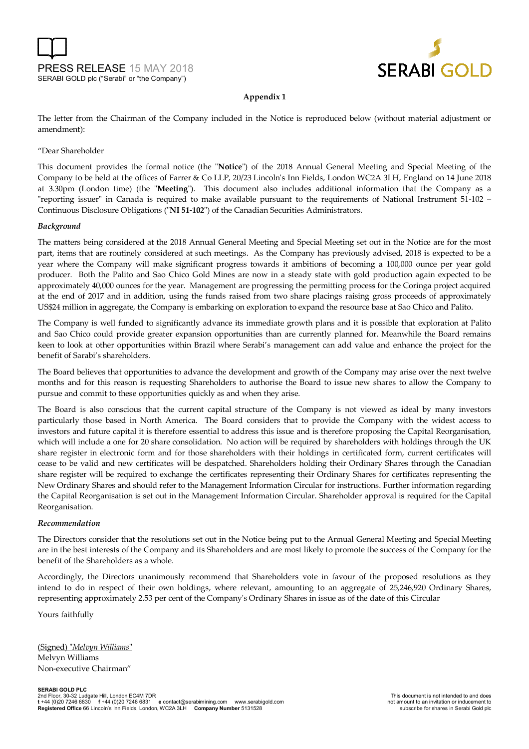**Appendix 1**

The letter from the Chairman of the Company included in the Notice is reproduced below (without material adjustment or amendment):

"Dear Shareholder

This document provides the formal notice (the "**Notice**") of the 2018 Annual General Meeting and Special Meeting of the Company to be held at the offices of Farrer & Co LLP, 20/23 Lincoln's Inn Fields, London WC2A 3LH, England on 14 June 2018 at 3.30pm (London time) (the "**Meeting**"). This document also includes additional information that the Company as a "reporting issuer" in Canada is required to make available pursuant to the requirements of National Instrument 51-102 – Continuous Disclosure Obligations ("**NI 51-102**") of the Canadian Securities Administrators.

***Background***

The matters being considered at the 2018 Annual General Meeting and Special Meeting set out in the Notice are for the most part, items that are routinely considered at such meetings. As the Company has previously advised, 2018 is expected to be a year where the Company will make significant progress towards it ambitions of becoming a 100,000 ounce per year gold producer. Both the Palito and Sao Chico Gold Mines are now in a steady state with gold production again expected to be approximately 40,000 ounces for the year. Management are progressing the permitting process for the Coringa project acquired at the end of 2017 and in addition, using the funds raised from two share placings raising gross proceeds of approximately US$24 million in aggregate, the Company is embarking on exploration to expand the resource base at Sao Chico and Palito.

The Company is well funded to significantly advance its immediate growth plans and it is possible that exploration at Palito and Sao Chico could provide greater expansion opportunities than are currently planned for. Meanwhile the Board remains keen to look at other opportunities within Brazil where Serabi's management can add value and enhance the project for the benefit of Sarabi's shareholders.

The Board believes that opportunities to advance the development and growth of the Company may arise over the next twelve months and for this reason is requesting Shareholders to authorise the Board to issue new shares to allow the Company to pursue and commit to these opportunities quickly as and when they arise.

The Board is also conscious that the current capital structure of the Company is not viewed as ideal by many investors particularly those based in North America. The Board considers that to provide the Company with the widest access to investors and future capital it is therefore essential to address this issue and is therefore proposing the Capital Reorganisation, which will include a one for 20 share consolidation. No action will be required by shareholders with holdings through the UK share register in electronic form and for those shareholders with their holdings in certificated form, current certificates will cease to be valid and new certificates will be despatched. Shareholders holding their Ordinary Shares through the Canadian share register will be required to exchange the certificates representing their Ordinary Shares for certificates representing the New Ordinary Shares and should refer to the Management Information Circular for instructions. Further information regarding the Capital Reorganisation is set out in the Management Information Circular. Shareholder approval is required for the Capital Reorganisation.

***Recommendation***

The Directors consider that the resolutions set out in the Notice being put to the Annual General Meeting and Special Meeting are in the best interests of the Company and its Shareholders and are most likely to promote the success of the Company for the benefit of the Shareholders as a whole.

Accordingly, the Directors unanimously recommend that Shareholders vote in favour of the proposed resolutions as they intend to do in respect of their own holdings, where relevant, amounting to an aggregate of 25,246,920 Ordinary Shares, representing approximately 2.53 per cent of the Company's Ordinary Shares in issue as of the date of this Circular

Yours faithfully

(Signed) "*Melvyn Williams*"
Melvyn Williams
Non-executive Chairman"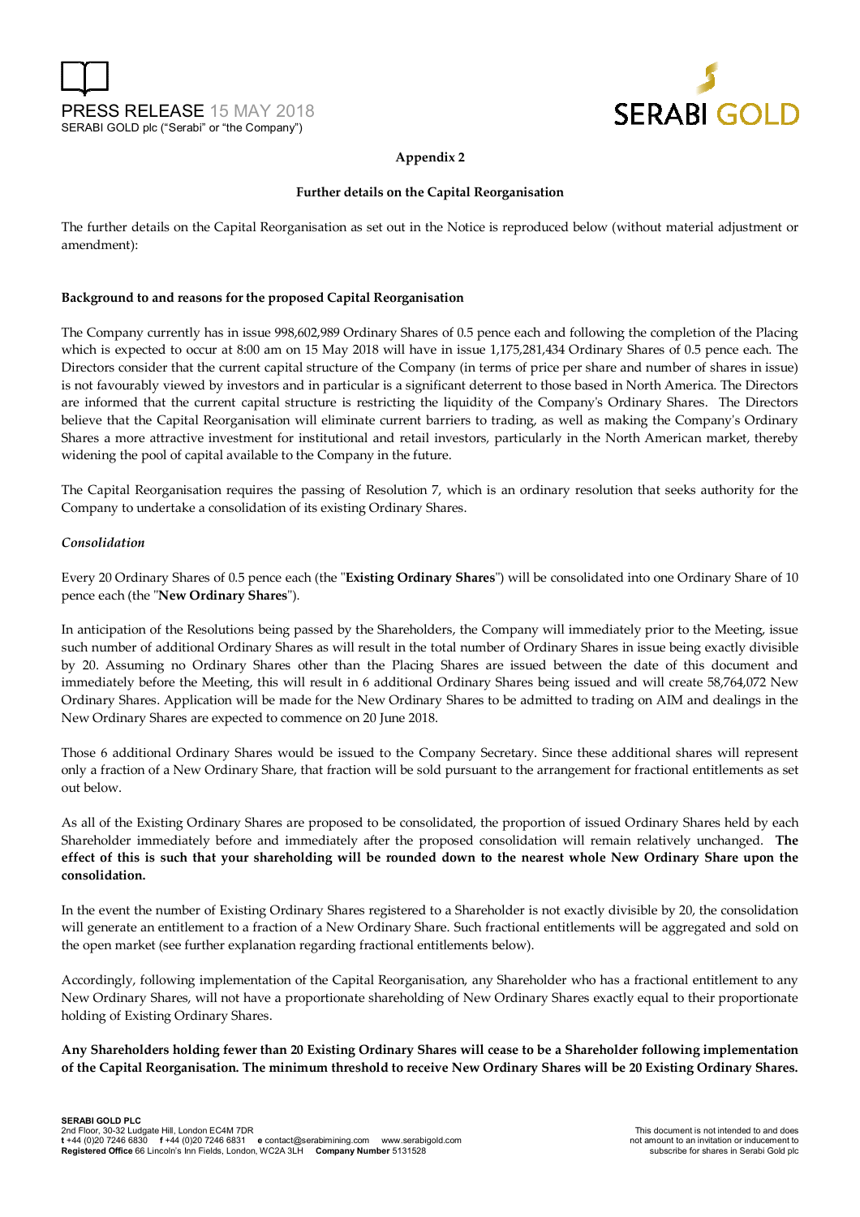## Appendix 2

### Further details on the Capital Reorganisation

The further details on the Capital Reorganisation as set out in the Notice is reproduced below (without material adjustment or amendment):

**Background to and reasons for the proposed Capital Reorganisation**

The Company currently has in issue 998,602,989 Ordinary Shares of 0.5 pence each and following the completion of the Placing which is expected to occur at 8:00 am on 15 May 2018 will have in issue 1,175,281,434 Ordinary Shares of 0.5 pence each. The Directors consider that the current capital structure of the Company (in terms of price per share and number of shares in issue) is not favourably viewed by investors and in particular is a significant deterrent to those based in North America. The Directors are informed that the current capital structure is restricting the liquidity of the Company's Ordinary Shares. The Directors believe that the Capital Reorganisation will eliminate current barriers to trading, as well as making the Company's Ordinary Shares a more attractive investment for institutional and retail investors, particularly in the North American market, thereby widening the pool of capital available to the Company in the future.

The Capital Reorganisation requires the passing of Resolution 7, which is an ordinary resolution that seeks authority for the Company to undertake a consolidation of its existing Ordinary Shares.

*Consolidation*

Every 20 Ordinary Shares of 0.5 pence each (the "**Existing Ordinary Shares**") will be consolidated into one Ordinary Share of 10 pence each (the "**New Ordinary Shares**").

In anticipation of the Resolutions being passed by the Shareholders, the Company will immediately prior to the Meeting, issue such number of additional Ordinary Shares as will result in the total number of Ordinary Shares in issue being exactly divisible by 20. Assuming no Ordinary Shares other than the Placing Shares are issued between the date of this document and immediately before the Meeting, this will result in 6 additional Ordinary Shares being issued and will create 58,764,072 New Ordinary Shares. Application will be made for the New Ordinary Shares to be admitted to trading on AIM and dealings in the New Ordinary Shares are expected to commence on 20 June 2018.

Those 6 additional Ordinary Shares would be issued to the Company Secretary. Since these additional shares will represent only a fraction of a New Ordinary Share, that fraction will be sold pursuant to the arrangement for fractional entitlements as set out below.

As all of the Existing Ordinary Shares are proposed to be consolidated, the proportion of issued Ordinary Shares held by each Shareholder immediately before and immediately after the proposed consolidation will remain relatively unchanged. **The effect of this is such that your shareholding will be rounded down to the nearest whole New Ordinary Share upon the consolidation.**

In the event the number of Existing Ordinary Shares registered to a Shareholder is not exactly divisible by 20, the consolidation will generate an entitlement to a fraction of a New Ordinary Share. Such fractional entitlements will be aggregated and sold on the open market (see further explanation regarding fractional entitlements below).

Accordingly, following implementation of the Capital Reorganisation, any Shareholder who has a fractional entitlement to any New Ordinary Shares, will not have a proportionate shareholding of New Ordinary Shares exactly equal to their proportionate holding of Existing Ordinary Shares.

**Any Shareholders holding fewer than 20 Existing Ordinary Shares will cease to be a Shareholder following implementation of the Capital Reorganisation. The minimum threshold to receive New Ordinary Shares will be 20 Existing Ordinary Shares.**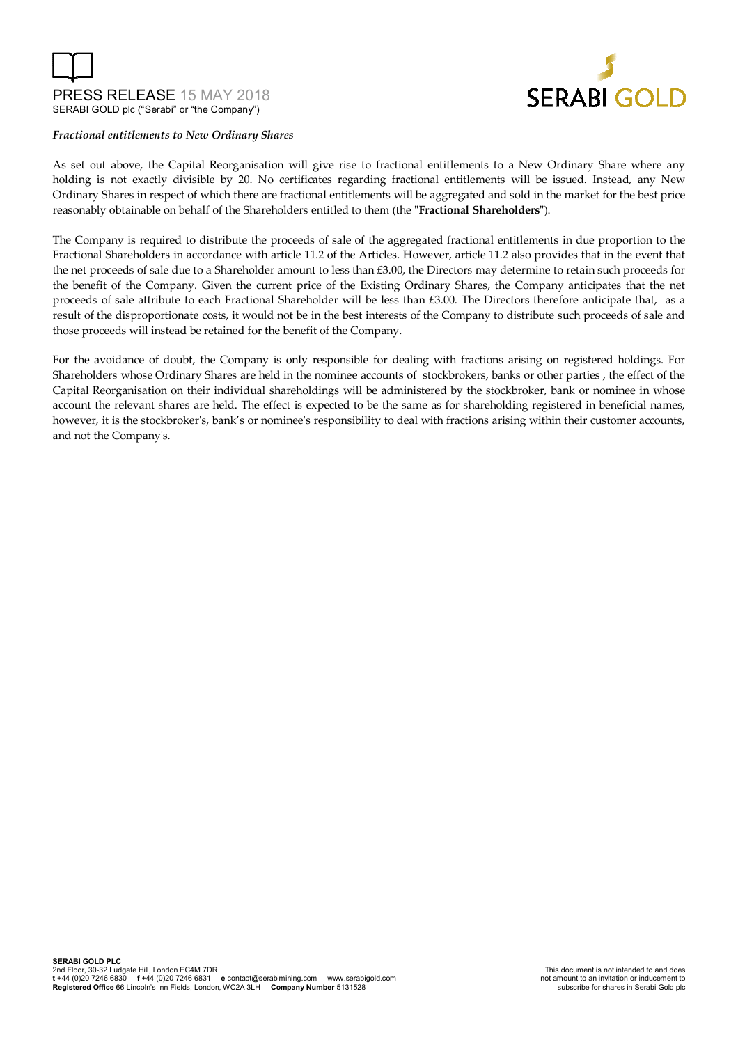*Fractional entitlements to New Ordinary Shares*

As set out above, the Capital Reorganisation will give rise to fractional entitlements to a New Ordinary Share where any holding is not exactly divisible by 20. No certificates regarding fractional entitlements will be issued. Instead, any New Ordinary Shares in respect of which there are fractional entitlements will be aggregated and sold in the market for the best price reasonably obtainable on behalf of the Shareholders entitled to them (the "**Fractional Shareholders**").

The Company is required to distribute the proceeds of sale of the aggregated fractional entitlements in due proportion to the Fractional Shareholders in accordance with article 11.2 of the Articles. However, article 11.2 also provides that in the event that the net proceeds of sale due to a Shareholder amount to less than £3.00, the Directors may determine to retain such proceeds for the benefit of the Company. Given the current price of the Existing Ordinary Shares, the Company anticipates that the net proceeds of sale attribute to each Fractional Shareholder will be less than £3.00. The Directors therefore anticipate that, as a result of the disproportionate costs, it would not be in the best interests of the Company to distribute such proceeds of sale and those proceeds will instead be retained for the benefit of the Company.

For the avoidance of doubt, the Company is only responsible for dealing with fractions arising on registered holdings. For Shareholders whose Ordinary Shares are held in the nominee accounts of stockbrokers, banks or other parties , the effect of the Capital Reorganisation on their individual shareholdings will be administered by the stockbroker, bank or nominee in whose account the relevant shares are held. The effect is expected to be the same as for shareholding registered in beneficial names, however, it is the stockbroker's, bank's or nominee's responsibility to deal with fractions arising within their customer accounts, and not the Company's.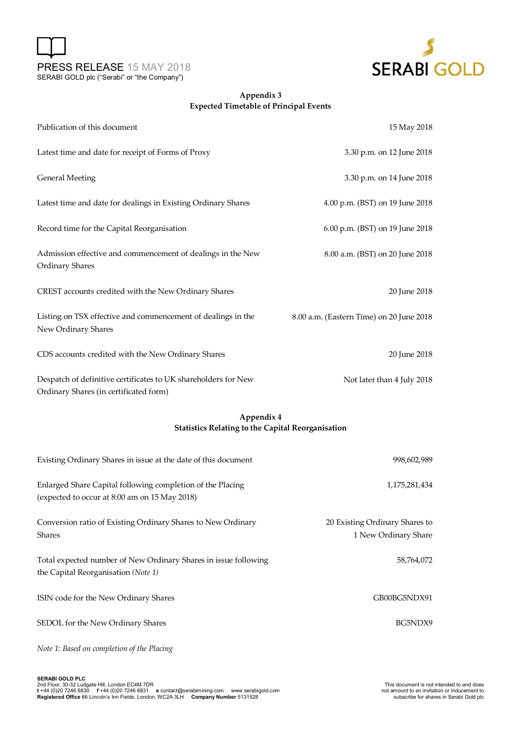## Appendix 3
## Expected Timetable of Principal Events

| | |
|---|---|
| Publication of this document | 15 May 2018 |
| Latest time and date for receipt of Forms of Proxy | 3.30 p.m. on 12 June 2018 |
| General Meeting | 3.30 p.m. on 14 June 2018 |
| Latest time and date for dealings in Existing Ordinary Shares | 4.00 p.m. (BST) on 19 June 2018 |
| Record time for the Capital Reorganisation | 6.00 p.m. (BST) on 19 June 2018 |
| Admission effective and commencement of dealings in the New Ordinary Shares | 8.00 a.m. (BST) on 20 June 2018 |
| CREST accounts credited with the New Ordinary Shares | 20 June 2018 |
| Listing on TSX effective and commencement of dealings in the New Ordinary Shares | 8.00 a.m. (Eastern Time) on 20 June 2018 |
| CDS accounts credited with the New Ordinary Shares | 20 June 2018 |
| Despatch of definitive certificates to UK shareholders for New Ordinary Shares (in certificated form) | Not later than 4 July 2018 |

## Appendix 4
## Statistics Relating to the Capital Reorganisation

| | |
|---|---|
| Existing Ordinary Shares in issue at the date of this document | 998,602,989 |
| Enlarged Share Capital following completion of the Placing (expected to occur at 8:00 am on 15 May 2018) | 1,175,281,434 |
| Conversion ratio of Existing Ordinary Shares to New Ordinary Shares | 20 Existing Ordinary Shares to 1 New Ordinary Share |
| Total expected number of New Ordinary Shares in issue following the Capital Reorganisation *(Note 1)* | 58,764,072 |
| ISIN code for the New Ordinary Shares | GB00BG5NDX91 |
| SEDOL for the New Ordinary Shares | BG5NDX9 |

*Note 1: Based on completion of the Placing*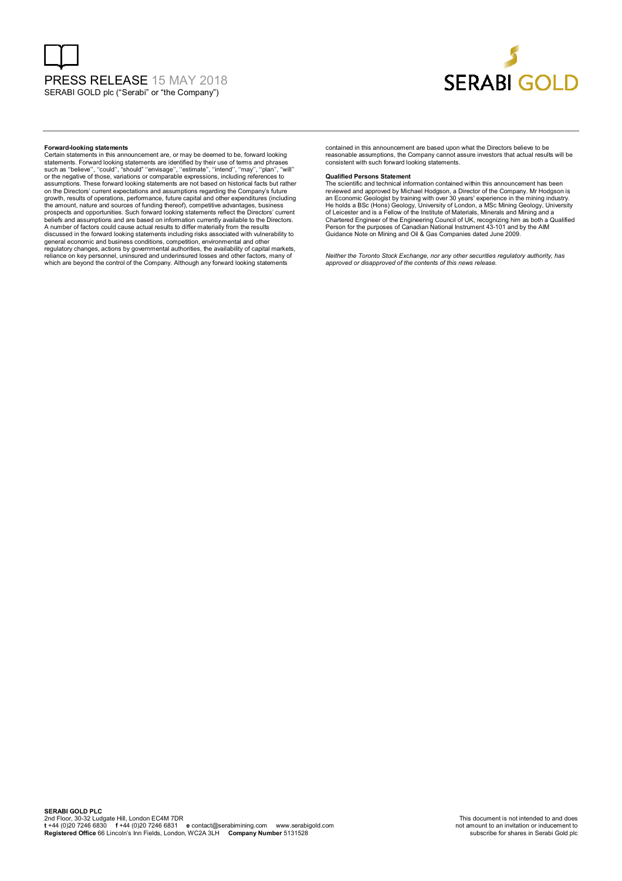**Forward-looking statements**

Certain statements in this announcement are, or may be deemed to be, forward looking statements. Forward looking statements are identified by their use of terms and phrases such as ''believe'', ''could'', "should" ''envisage'', ''estimate'', ''intend'', ''may'', ''plan'', ''will'' or the negative of those, variations or comparable expressions, including references to assumptions. These forward looking statements are not based on historical facts but rather on the Directors' current expectations and assumptions regarding the Company's future growth, results of operations, performance, future capital and other expenditures (including the amount, nature and sources of funding thereof), competitive advantages, business prospects and opportunities. Such forward looking statements reflect the Directors' current beliefs and assumptions and are based on information currently available to the Directors. A number of factors could cause actual results to differ materially from the results discussed in the forward looking statements including risks associated with vulnerability to general economic and business conditions, competition, environmental and other regulatory changes, actions by governmental authorities, the availability of capital markets, reliance on key personnel, uninsured and underinsured losses and other factors, many of which are beyond the control of the Company. Although any forward looking statements contained in this announcement are based upon what the Directors believe to be reasonable assumptions, the Company cannot assure investors that actual results will be consistent with such forward looking statements.

**Qualified Persons Statement**

The scientific and technical information contained within this announcement has been reviewed and approved by Michael Hodgson, a Director of the Company. Mr Hodgson is an Economic Geologist by training with over 30 years' experience in the mining industry. He holds a BSc (Hons) Geology, University of London, a MSc Mining Geology, University of Leicester and is a Fellow of the Institute of Materials, Minerals and Mining and a Chartered Engineer of the Engineering Council of UK, recognizing him as both a Qualified Person for the purposes of Canadian National Instrument 43-101 and by the AIM Guidance Note on Mining and Oil & Gas Companies dated June 2009.

*Neither the Toronto Stock Exchange, nor any other securities regulatory authority, has approved or disapproved of the contents of this news release.*